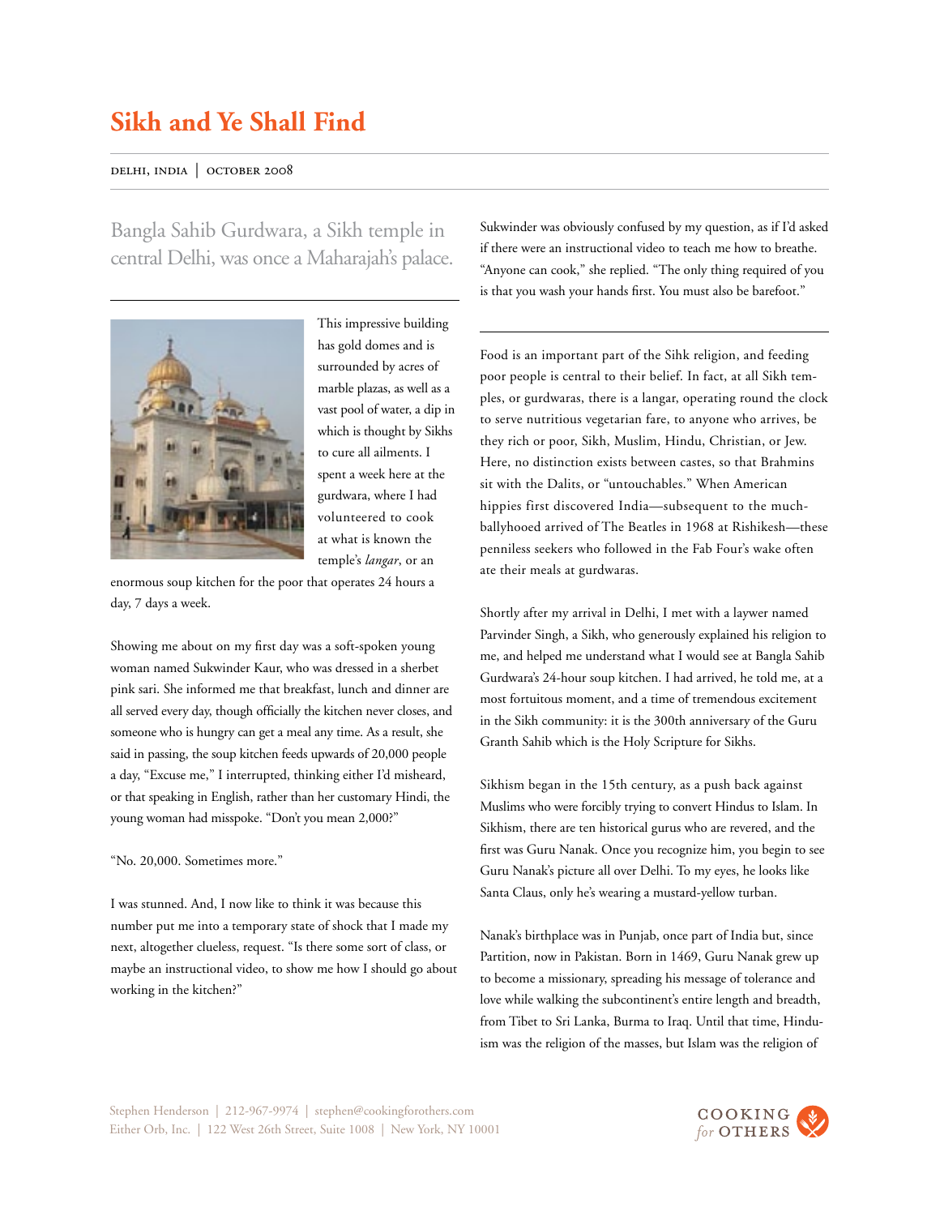# Sikh and Ye Shall Find

DELHI, INDIA | OCTOBER 2008

Bangla Sahib Gurdwara, a Sikh temple in central Delhi, was once a Maharajah's palace.

This impressive building has gold domes and is surrounded by acres of marble plazas, as well as a vast pool of water, a dip in which is thought by Sikhs to cure all ailments. I spent a week here at the gurdwara, where I had volunteered to cook at what is known the temple's *langar*, or an enormous soup kitchen for the poor that operates 24 hours a day, 7 days a week.

Showing me about on my first day was a soft-spoken young woman named Sukwinder Kaur, who was dressed in a sherbet pink sari. She informed me that breakfast, lunch and dinner are all served every day, though officially the kitchen never closes, and someone who is hungry can get a meal any time. As a result, she said in passing, the soup kitchen feeds upwards of 20,000 people a day, "Excuse me," I interrupted, thinking either I'd misheard, or that speaking in English, rather than her customary Hindi, the young woman had misspoke. "Don't you mean 2,000?"

"No. 20,000. Sometimes more."

I was stunned. And, I now like to think it was because this number put me into a temporary state of shock that I made my next, altogether clueless, request. "Is there some sort of class, or maybe an instructional video, to show me how I should go about working in the kitchen?"

Sukwinder was obviously confused by my question, as if I'd asked if there were an instructional video to teach me how to breathe. "Anyone can cook," she replied. "The only thing required of you is that you wash your hands first. You must also be barefoot."

---

Food is an important part of the Sihk religion, and feeding poor people is central to their belief. In fact, at all Sikh temples, or gurdwaras, there is a langar, operating round the clock to serve nutritious vegetarian fare, to anyone who arrives, be they rich or poor, Sikh, Muslim, Hindu, Christian, or Jew. Here, no distinction exists between castes, so that Brahmins sit with the Dalits, or "untouchables." When American hippies first discovered India—subsequent to the much-ballyhooed arrived of The Beatles in 1968 at Rishikesh—these penniless seekers who followed in the Fab Four's wake often ate their meals at gurdwaras.

Shortly after my arrival in Delhi, I met with a laywer named Parvinder Singh, a Sikh, who generously explained his religion to me, and helped me understand what I would see at Bangla Sahib Gurdwara's 24-hour soup kitchen. I had arrived, he told me, at a most fortuitous moment, and a time of tremendous excitement in the Sikh community: it is the 300th anniversary of the Guru Granth Sahib which is the Holy Scripture for Sikhs.

Sikhism began in the 15th century, as a push back against Muslims who were forcibly trying to convert Hindus to Islam. In Sikhism, there are ten historical gurus who are revered, and the first was Guru Nanak. Once you recognize him, you begin to see Guru Nanak's picture all over Delhi. To my eyes, he looks like Santa Claus, only he's wearing a mustard-yellow turban.

Nanak's birthplace was in Punjab, once part of India but, since Partition, now in Pakistan. Born in 1469, Guru Nanak grew up to become a missionary, spreading his message of tolerance and love while walking the subcontinent's entire length and breadth, from Tibet to Sri Lanka, Burma to Iraq. Until that time, Hinduism was the religion of the masses, but Islam was the religion of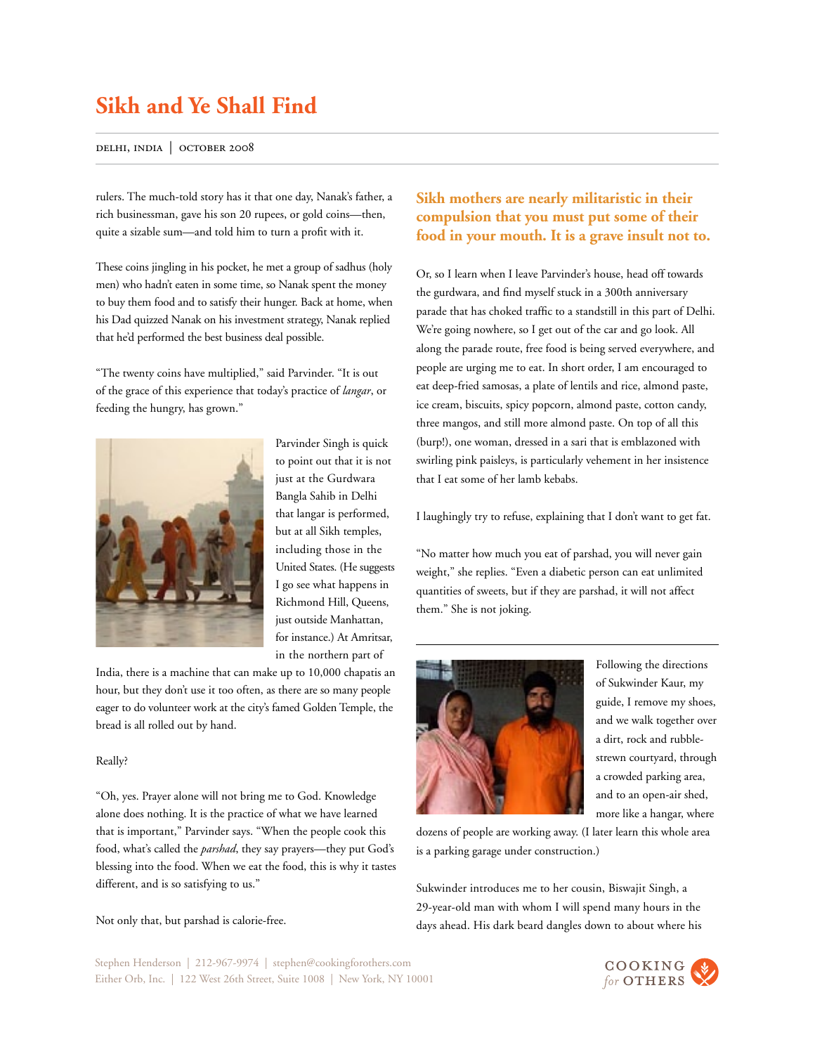# Sikh and Ye Shall Find

DELHI, INDIA | OCTOBER 2008

rulers. The much-told story has it that one day, Nanak's father, a rich businessman, gave his son 20 rupees, or gold coins—then, quite a sizable sum—and told him to turn a profit with it.

These coins jingling in his pocket, he met a group of sadhus (holy men) who hadn't eaten in some time, so Nanak spent the money to buy them food and to satisfy their hunger. Back at home, when his Dad quizzed Nanak on his investment strategy, Nanak replied that he'd performed the best business deal possible.

"The twenty coins have multiplied," said Parvinder. "It is out of the grace of this experience that today's practice of *langar*, or feeding the hungry, has grown."

Parvinder Singh is quick to point out that it is not just at the Gurdwara Bangla Sahib in Delhi that langar is performed, but at all Sikh temples, including those in the United States. (He suggests I go see what happens in Richmond Hill, Queens, just outside Manhattan, for instance.) At Amritsar, in the northern part of India, there is a machine that can make up to 10,000 chapatis an hour, but they don't use it too often, as there are so many people eager to do volunteer work at the city's famed Golden Temple, the bread is all rolled out by hand.

Really?

"Oh, yes. Prayer alone will not bring me to God. Knowledge alone does nothing. It is the practice of what we have learned that is important," Parvinder says. "When the people cook this food, what's called the *parshad*, they say prayers—they put God's blessing into the food. When we eat the food, this is why it tastes different, and is so satisfying to us."

Not only that, but parshad is calorie-free.

**Sikh mothers are nearly militaristic in their compulsion that you must put some of their food in your mouth. It is a grave insult not to.**

Or, so I learn when I leave Parvinder's house, head off towards the gurdwara, and find myself stuck in a 300th anniversary parade that has choked traffic to a standstill in this part of Delhi. We're going nowhere, so I get out of the car and go look. All along the parade route, free food is being served everywhere, and people are urging me to eat. In short order, I am encouraged to eat deep-fried samosas, a plate of lentils and rice, almond paste, ice cream, biscuits, spicy popcorn, almond paste, cotton candy, three mangos, and still more almond paste. On top of all this (burp!), one woman, dressed in a sari that is emblazoned with swirling pink paisleys, is particularly vehement in her insistence that I eat some of her lamb kebabs.

I laughingly try to refuse, explaining that I don't want to get fat.

"No matter how much you eat of parshad, you will never gain weight," she replies. "Even a diabetic person can eat unlimited quantities of sweets, but if they are parshad, it will not affect them." She is not joking.

---

Following the directions of Sukwinder Kaur, my guide, I remove my shoes, and we walk together over a dirt, rock and rubble-strewn courtyard, through a crowded parking area, and to an open-air shed, more like a hangar, where dozens of people are working away. (I later learn this whole area is a parking garage under construction.)

Sukwinder introduces me to her cousin, Biswajit Singh, a 29-year-old man with whom I will spend many hours in the days ahead. His dark beard dangles down to about where his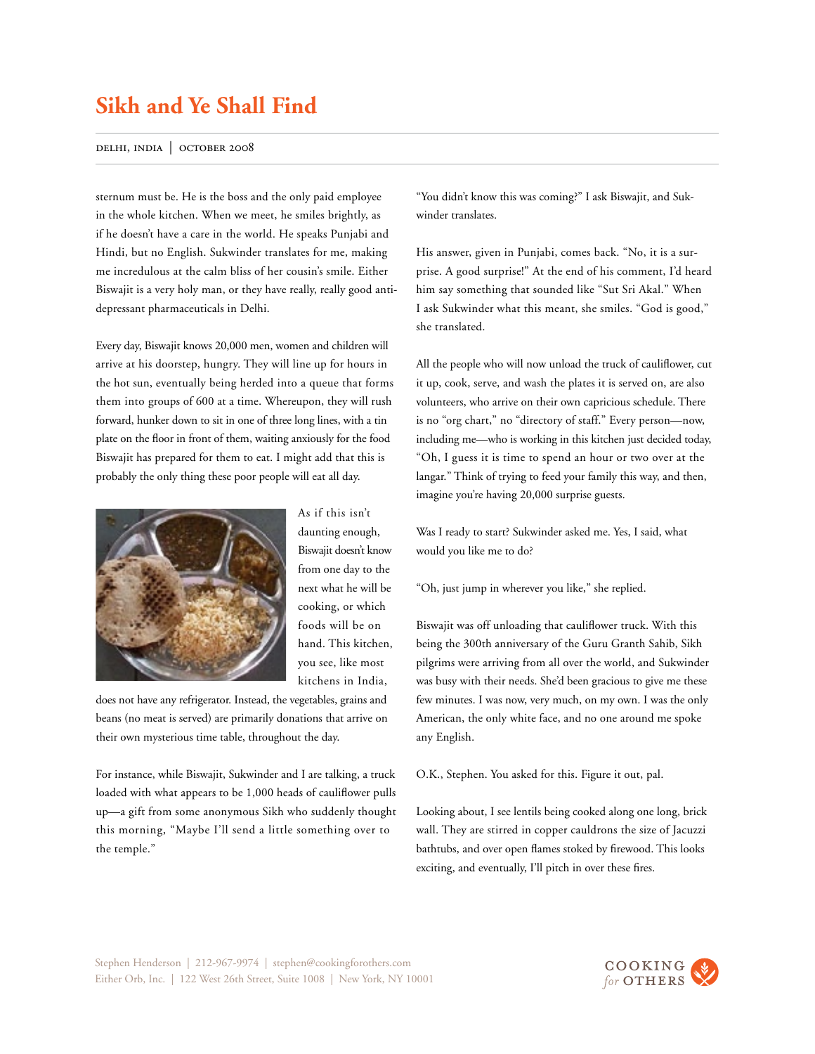# Sikh and Ye Shall Find

DELHI, INDIA | OCTOBER 2008

sternum must be. He is the boss and the only paid employee in the whole kitchen. When we meet, he smiles brightly, as if he doesn't have a care in the world. He speaks Punjabi and Hindi, but no English. Sukwinder translates for me, making me incredulous at the calm bliss of her cousin's smile. Either Biswajit is a very holy man, or they have really, really good anti-depressant pharmaceuticals in Delhi.

Every day, Biswajit knows 20,000 men, women and children will arrive at his doorstep, hungry. They will line up for hours in the hot sun, eventually being herded into a queue that forms them into groups of 600 at a time. Whereupon, they will rush forward, hunker down to sit in one of three long lines, with a tin plate on the floor in front of them, waiting anxiously for the food Biswajit has prepared for them to eat. I might add that this is probably the only thing these poor people will eat all day.

As if this isn't daunting enough, Biswajit doesn't know from one day to the next what he will be cooking, or which foods will be on hand. This kitchen, you see, like most kitchens in India, does not have any refrigerator. Instead, the vegetables, grains and beans (no meat is served) are primarily donations that arrive on their own mysterious time table, throughout the day.

For instance, while Biswajit, Sukwinder and I are talking, a truck loaded with what appears to be 1,000 heads of cauliflower pulls up—a gift from some anonymous Sikh who suddenly thought this morning, "Maybe I'll send a little something over to the temple."

"You didn't know this was coming?" I ask Biswajit, and Sukwinder translates.

His answer, given in Punjabi, comes back. "No, it is a surprise. A good surprise!" At the end of his comment, I'd heard him say something that sounded like "Sut Sri Akal." When I ask Sukwinder what this meant, she smiles. "God is good," she translated.

All the people who will now unload the truck of cauliflower, cut it up, cook, serve, and wash the plates it is served on, are also volunteers, who arrive on their own capricious schedule. There is no "org chart," no "directory of staff." Every person—now, including me—who is working in this kitchen just decided today, "Oh, I guess it is time to spend an hour or two over at the langar." Think of trying to feed your family this way, and then, imagine you're having 20,000 surprise guests.

Was I ready to start? Sukwinder asked me. Yes, I said, what would you like me to do?

"Oh, just jump in wherever you like," she replied.

Biswajit was off unloading that cauliflower truck. With this being the 300th anniversary of the Guru Granth Sahib, Sikh pilgrims were arriving from all over the world, and Sukwinder was busy with their needs. She'd been gracious to give me these few minutes. I was now, very much, on my own. I was the only American, the only white face, and no one around me spoke any English.

O.K., Stephen. You asked for this. Figure it out, pal.

Looking about, I see lentils being cooked along one long, brick wall. They are stirred in copper cauldrons the size of Jacuzzi bathtubs, and over open flames stoked by firewood. This looks exciting, and eventually, I'll pitch in over these fires.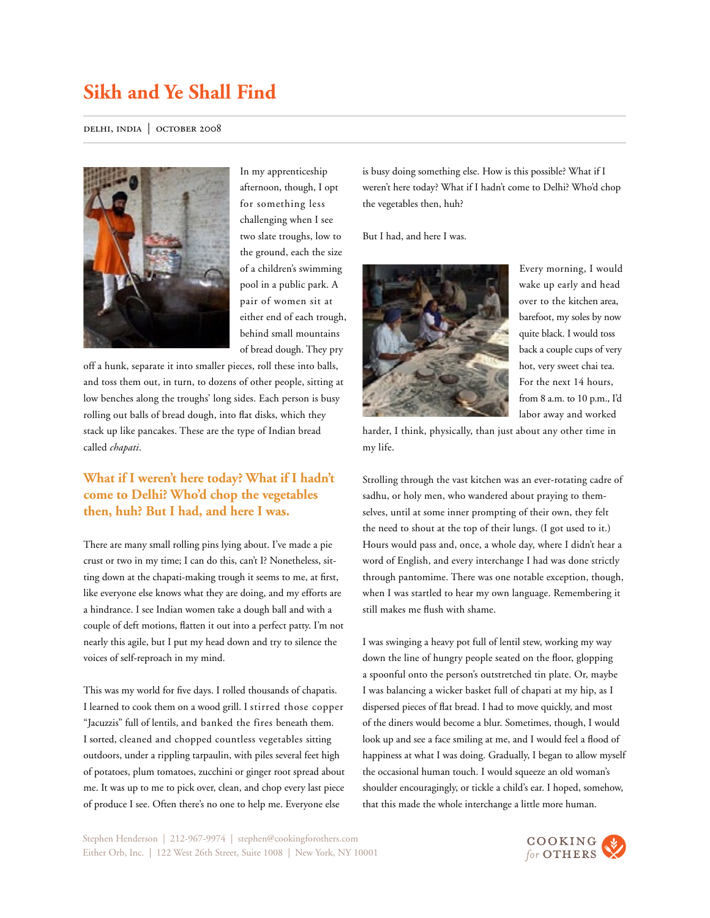# Sikh and Ye Shall Find

DELHI, INDIA | OCTOBER 2008

In my apprenticeship afternoon, though, I opt for something less challenging when I see two slate troughs, low to the ground, each the size of a children's swimming pool in a public park. A pair of women sit at either end of each trough, behind small mountains of bread dough. They pry off a hunk, separate it into smaller pieces, roll these into balls, and toss them out, in turn, to dozens of other people, sitting at low benches along the troughs' long sides. Each person is busy rolling out balls of bread dough, into flat disks, which they stack up like pancakes. These are the type of Indian bread called *chapati*.

**What if I weren't here today? What if I hadn't come to Delhi? Who'd chop the vegetables then, huh? But I had, and here I was.**

There are many small rolling pins lying about. I've made a pie crust or two in my time; I can do this, can't I? Nonetheless, sitting down at the chapati-making trough it seems to me, at first, like everyone else knows what they are doing, and my efforts are a hindrance. I see Indian women take a dough ball and with a couple of deft motions, flatten it out into a perfect patty. I'm not nearly this agile, but I put my head down and try to silence the voices of self-reproach in my mind.

This was my world for five days. I rolled thousands of chapatis. I learned to cook them on a wood grill. I stirred those copper "Jacuzzis" full of lentils, and banked the fires beneath them. I sorted, cleaned and chopped countless vegetables sitting outdoors, under a rippling tarpaulin, with piles several feet high of potatoes, plum tomatoes, zucchini or ginger root spread about me. It was up to me to pick over, clean, and chop every last piece of produce I see. Often there's no one to help me. Everyone else is busy doing something else. How is this possible? What if I weren't here today? What if I hadn't come to Delhi? Who'd chop the vegetables then, huh?

But I had, and here I was.

Every morning, I would wake up early and head over to the kitchen area, barefoot, my soles by now quite black. I would toss back a couple cups of very hot, very sweet chai tea. For the next 14 hours, from 8 a.m. to 10 p.m., I'd labor away and worked harder, I think, physically, than just about any other time in my life.

Strolling through the vast kitchen was an ever-rotating cadre of sadhu, or holy men, who wandered about praying to themselves, until at some inner prompting of their own, they felt the need to shout at the top of their lungs. (I got used to it.) Hours would pass and, once, a whole day, where I didn't hear a word of English, and every interchange I had was done strictly through pantomime. There was one notable exception, though, when I was startled to hear my own language. Remembering it still makes me flush with shame.

I was swinging a heavy pot full of lentil stew, working my way down the line of hungry people seated on the floor, glopping a spoonful onto the person's outstretched tin plate. Or, maybe I was balancing a wicker basket full of chapati at my hip, as I dispersed pieces of flat bread. I had to move quickly, and most of the diners would become a blur. Sometimes, though, I would look up and see a face smiling at me, and I would feel a flood of happiness at what I was doing. Gradually, I began to allow myself the occasional human touch. I would squeeze an old woman's shoulder encouragingly, or tickle a child's ear. I hoped, somehow, that this made the whole interchange a little more human.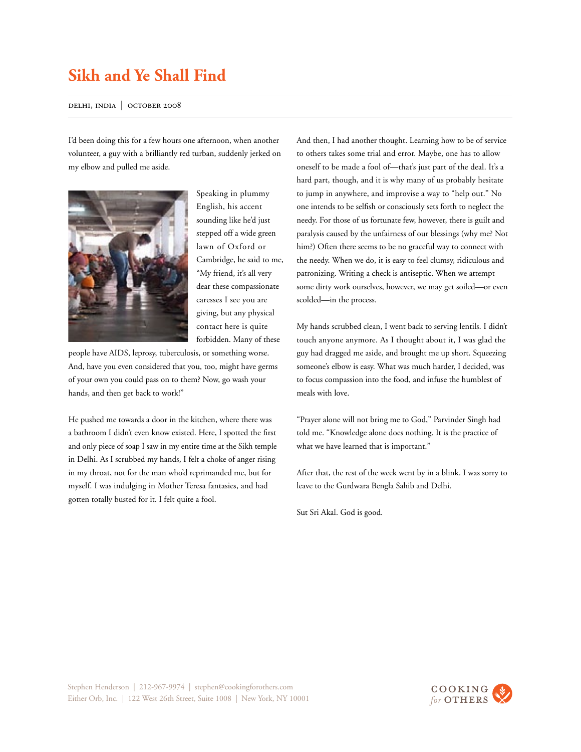# Sikh and Ye Shall Find

DELHI, INDIA | OCTOBER 2008

I'd been doing this for a few hours one afternoon, when another volunteer, a guy with a brilliantly red turban, suddenly jerked on my elbow and pulled me aside.

Speaking in plummy English, his accent sounding like he'd just stepped off a wide green lawn of Oxford or Cambridge, he said to me, "My friend, it's all very dear these compassionate caresses I see you are giving, but any physical contact here is quite forbidden. Many of these people have AIDS, leprosy, tuberculosis, or something worse. And, have you even considered that you, too, might have germs of your own you could pass on to them? Now, go wash your hands, and then get back to work!"

He pushed me towards a door in the kitchen, where there was a bathroom I didn't even know existed. Here, I spotted the first and only piece of soap I saw in my entire time at the Sikh temple in Delhi. As I scrubbed my hands, I felt a choke of anger rising in my throat, not for the man who'd reprimanded me, but for myself. I was indulging in Mother Teresa fantasies, and had gotten totally busted for it. I felt quite a fool.

And then, I had another thought. Learning how to be of service to others takes some trial and error. Maybe, one has to allow oneself to be made a fool of—that's just part of the deal. It's a hard part, though, and it is why many of us probably hesitate to jump in anywhere, and improvise a way to "help out." No one intends to be selfish or consciously sets forth to neglect the needy. For those of us fortunate few, however, there is guilt and paralysis caused by the unfairness of our blessings (why me? Not him?) Often there seems to be no graceful way to connect with the needy. When we do, it is easy to feel clumsy, ridiculous and patronizing. Writing a check is antiseptic. When we attempt some dirty work ourselves, however, we may get soiled—or even scolded—in the process.

My hands scrubbed clean, I went back to serving lentils. I didn't touch anyone anymore. As I thought about it, I was glad the guy had dragged me aside, and brought me up short. Squeezing someone's elbow is easy. What was much harder, I decided, was to focus compassion into the food, and infuse the humblest of meals with love.

"Prayer alone will not bring me to God," Parvinder Singh had told me. "Knowledge alone does nothing. It is the practice of what we have learned that is important."

After that, the rest of the week went by in a blink. I was sorry to leave to the Gurdwara Bengla Sahib and Delhi.

Sut Sri Akal. God is good.

Stephen Henderson | 212-967-9974 | stephen@cookingforothers.com
Either Orb, Inc. | 122 West 26th Street, Suite 1008 | New York, NY 10001

COOKING *for* OTHERS